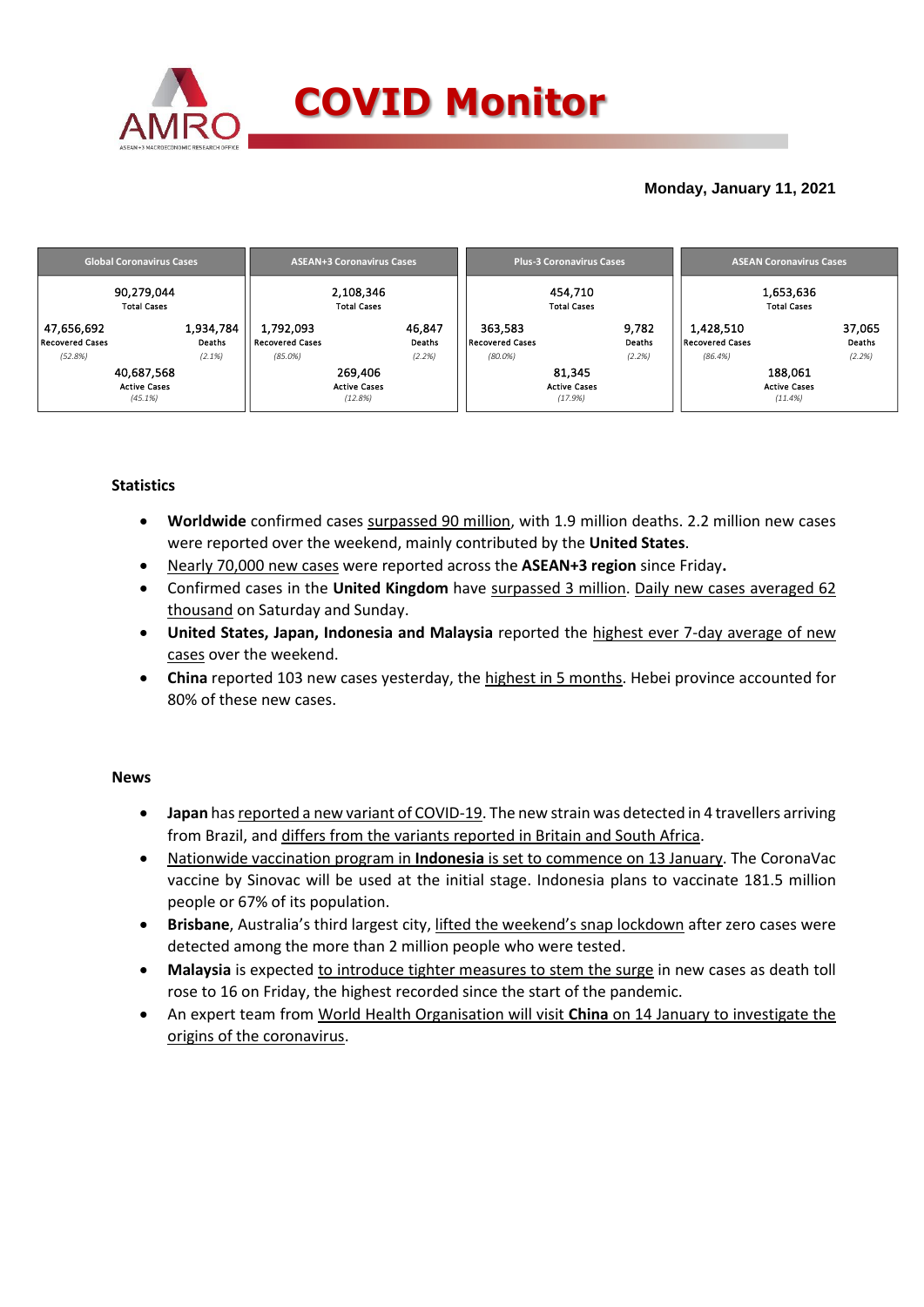# COVID Monitor

**Monday, January 11, 2021**

| Global Coronavirus Cases | | ASEAN+3 Coronavirus Cases | | Plus-3 Coronavirus Cases | | ASEAN Coronavirus Cases | |
|---|---|---|---|---|---|---|---|
| 90,279,044 Total Cases | | 2,108,346 Total Cases | | 454,710 Total Cases | | 1,653,636 Total Cases | |
| 47,656,692 Recovered Cases (52.8%) | 1,934,784 Deaths (2.1%) | 1,792,093 Recovered Cases (85.0%) | 46,847 Deaths (2.2%) | 363,583 Recovered Cases (80.0%) | 9,782 Deaths (2.2%) | 1,428,510 Recovered Cases (86.4%) | 37,065 Deaths (2.2%) |
| 40,687,568 Active Cases (45.1%) | | 269,406 Active Cases (12.8%) | | 81,345 Active Cases (17.9%) | | 188,061 Active Cases (11.4%) | |

### Statistics

- **Worldwide** confirmed cases surpassed 90 million, with 1.9 million deaths. 2.2 million new cases were reported over the weekend, mainly contributed by the **United States**.
- Nearly 70,000 new cases were reported across the **ASEAN+3 region** since Friday**.**
- Confirmed cases in the **United Kingdom** have surpassed 3 million. Daily new cases averaged 62 thousand on Saturday and Sunday.
- **United States, Japan, Indonesia and Malaysia** reported the highest ever 7-day average of new cases over the weekend.
- **China** reported 103 new cases yesterday, the highest in 5 months. Hebei province accounted for 80% of these new cases.

### News

- **Japan** has reported a new variant of COVID-19. The new strain was detected in 4 travellers arriving from Brazil, and differs from the variants reported in Britain and South Africa.
- Nationwide vaccination program in **Indonesia** is set to commence on 13 January. The CoronaVac vaccine by Sinovac will be used at the initial stage. Indonesia plans to vaccinate 181.5 million people or 67% of its population.
- **Brisbane**, Australia's third largest city, lifted the weekend's snap lockdown after zero cases were detected among the more than 2 million people who were tested.
- **Malaysia** is expected to introduce tighter measures to stem the surge in new cases as death toll rose to 16 on Friday, the highest recorded since the start of the pandemic.
- An expert team from World Health Organisation will visit **China** on 14 January to investigate the origins of the coronavirus.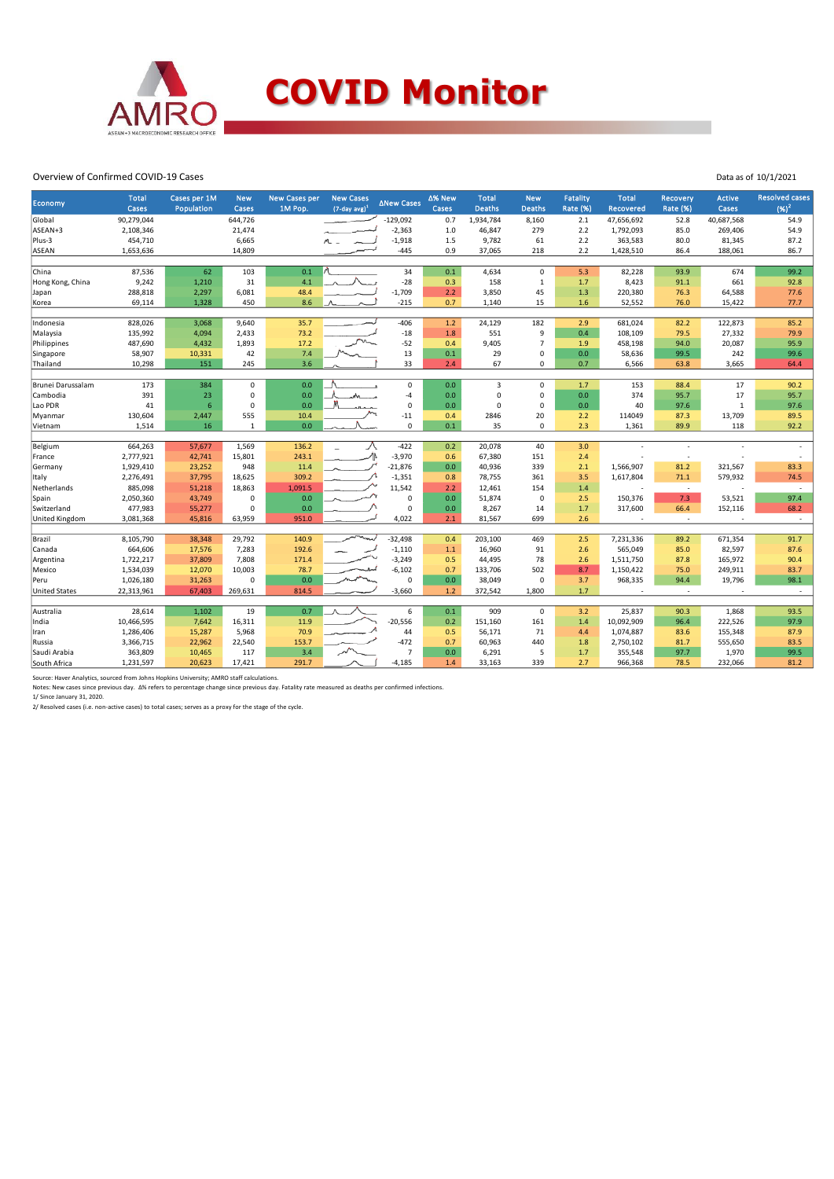# COVID Monitor

Overview of Confirmed COVID-19 Cases

Data as of 10/1/2021

| Economy | Total Cases | Cases per 1M Population | New Cases | New Cases per 1M Pop. | New Cases (7-day avg)[1] | ΔNew Cases | Δ% New Cases | Total Deaths | New Deaths | Fatality Rate (%) | Total Recovered | Recovery Rate (%) | Active Cases | Resolved cases (%)[2] |
|---|---|---|---|---|---|---|---|---|---|---|---|---|---|---|
| Global | 90,279,044 | | 644,726 | | | -129,092 | 0.7 | 1,934,784 | 8,160 | 2.1 | 47,656,692 | 52.8 | 40,687,568 | 54.9 |
| ASEAN+3 | 2,108,346 | | 21,474 | | | -2,363 | 1.0 | 46,847 | 279 | 2.2 | 1,792,093 | 85.0 | 269,406 | 54.9 |
| Plus-3 | 454,710 | | 6,665 | | | -1,918 | 1.5 | 9,782 | 61 | 2.2 | 363,583 | 80.0 | 81,345 | 87.2 |
| ASEAN | 1,653,636 | | 14,809 | | | -445 | 0.9 | 37,065 | 218 | 2.2 | 1,428,510 | 86.4 | 188,061 | 86.7 |
| | | | | | | | | | | | | | | |
| China | 87,536 | 62 | 103 | 0.1 | | 34 | 0.1 | 4,634 | 0 | 5.3 | 82,228 | 93.9 | 674 | 99.2 |
| Hong Kong, China | 9,242 | 1,210 | 31 | 4.1 | | -28 | 0.3 | 158 | 1 | 1.7 | 8,423 | 91.1 | 661 | 92.8 |
| Japan | 288,818 | 2,297 | 6,081 | 48.4 | | -1,709 | 2.2 | 3,850 | 45 | 1.3 | 220,380 | 76.3 | 64,588 | 77.6 |
| Korea | 69,114 | 1,328 | 450 | 8.6 | | -215 | 0.7 | 1,140 | 15 | 1.6 | 52,552 | 76.0 | 15,422 | 77.7 |
| | | | | | | | | | | | | | | |
| Indonesia | 828,026 | 3,068 | 9,640 | 35.7 | | -406 | 1.2 | 24,129 | 182 | 2.9 | 681,024 | 82.2 | 122,873 | 85.2 |
| Malaysia | 135,992 | 4,094 | 2,433 | 73.2 | | -18 | 1.8 | 551 | 9 | 0.4 | 108,109 | 79.5 | 27,332 | 79.9 |
| Philippines | 487,690 | 4,432 | 1,893 | 17.2 | | -52 | 0.4 | 9,405 | 7 | 1.9 | 458,198 | 94.0 | 20,087 | 95.9 |
| Singapore | 58,907 | 10,331 | 42 | 7.4 | | 13 | 0.1 | 29 | 0 | 0.0 | 58,636 | 99.5 | 242 | 99.6 |
| Thailand | 10,298 | 151 | 245 | 3.6 | | 33 | 2.4 | 67 | 0 | 0.7 | 6,566 | 63.8 | 3,665 | 64.4 |
| | | | | | | | | | | | | | | |
| Brunei Darussalam | 173 | 384 | 0 | 0.0 | | 0 | 0.0 | 3 | 0 | 1.7 | 153 | 88.4 | 17 | 90.2 |
| Cambodia | 391 | 23 | 0 | 0.0 | | -4 | 0.0 | 0 | 0 | 0.0 | 374 | 95.7 | 17 | 95.7 |
| Lao PDR | 41 | 6 | 0 | 0.0 | | 0 | 0.0 | 0 | 0 | 0.0 | 40 | 97.6 | 1 | 97.6 |
| Myanmar | 130,604 | 2,447 | 555 | 10.4 | | -11 | 0.4 | 2846 | 20 | 2.2 | 114049 | 87.3 | 13,709 | 89.5 |
| Vietnam | 1,514 | 16 | 1 | 0.0 | | 0 | 0.1 | 35 | 0 | 2.3 | 1,361 | 89.9 | 118 | 92.2 |
| | | | | | | | | | | | | | | |
| Belgium | 664,263 | 57,677 | 1,569 | 136.2 | | -422 | 0.2 | 20,078 | 40 | 3.0 | - | - | - | - |
| France | 2,777,921 | 42,741 | 15,801 | 243.1 | | -3,970 | 0.6 | 67,380 | 151 | 2.4 | - | - | - | - |
| Germany | 1,929,410 | 23,252 | 948 | 11.4 | | -21,876 | 0.0 | 40,936 | 339 | 2.1 | 1,566,907 | 81.2 | 321,567 | 83.3 |
| Italy | 2,276,491 | 37,795 | 18,625 | 309.2 | | -1,351 | 0.8 | 78,755 | 361 | 3.5 | 1,617,804 | 71.1 | 579,932 | 74.5 |
| Netherlands | 885,098 | 51,218 | 18,863 | 1,091.5 | | 11,542 | 2.2 | 12,461 | 154 | 1.4 | - | - | - | - |
| Spain | 2,050,360 | 43,749 | 0 | 0.0 | | 0 | 0.0 | 51,874 | 0 | 2.5 | 150,376 | 7.3 | 53,521 | 97.4 |
| Switzerland | 477,983 | 55,277 | 0 | 0.0 | | 0 | 0.0 | 8,267 | 14 | 1.7 | 317,600 | 66.4 | 152,116 | 68.2 |
| United Kingdom | 3,081,368 | 45,816 | 63,959 | 951.0 | | 4,022 | 2.1 | 81,567 | 699 | 2.6 | - | - | - | - |
| | | | | | | | | | | | | | | |
| Brazil | 8,105,790 | 38,348 | 29,792 | 140.9 | | -32,498 | 0.4 | 203,100 | 469 | 2.5 | 7,231,336 | 89.2 | 671,354 | 91.7 |
| Canada | 664,606 | 17,576 | 7,283 | 192.6 | | -1,110 | 1.1 | 16,960 | 91 | 2.6 | 565,049 | 85.0 | 82,597 | 87.6 |
| Argentina | 1,722,217 | 37,809 | 7,808 | 171.4 | | -3,249 | 0.5 | 44,495 | 78 | 2.6 | 1,511,750 | 87.8 | 165,972 | 90.4 |
| Mexico | 1,534,039 | 12,070 | 10,003 | 78.7 | | -6,102 | 0.7 | 133,706 | 502 | 8.7 | 1,150,422 | 75.0 | 249,911 | 83.7 |
| Peru | 1,026,180 | 31,263 | 0 | 0.0 | | 0 | 0.0 | 38,049 | 0 | 3.7 | 968,335 | 94.4 | 19,796 | 98.1 |
| United States | 22,313,961 | 67,403 | 269,631 | 814.5 | | -3,660 | 1.2 | 372,542 | 1,800 | 1.7 | - | - | - | - |
| | | | | | | | | | | | | | | |
| Australia | 28,614 | 1,102 | 19 | 0.7 | | 6 | 0.1 | 909 | 0 | 3.2 | 25,837 | 90.3 | 1,868 | 93.5 |
| India | 10,466,595 | 7,642 | 16,311 | 11.9 | | -20,556 | 0.2 | 151,160 | 161 | 1.4 | 10,092,909 | 96.4 | 222,526 | 97.9 |
| Iran | 1,286,406 | 15,287 | 5,968 | 70.9 | | 44 | 0.5 | 56,171 | 71 | 4.4 | 1,074,887 | 83.6 | 155,348 | 87.9 |
| Russia | 3,366,715 | 22,962 | 22,540 | 153.7 | | -472 | 0.7 | 60,963 | 440 | 1.8 | 2,750,102 | 81.7 | 555,650 | 83.5 |
| Saudi Arabia | 363,809 | 10,465 | 117 | 3.4 | | 7 | 0.0 | 6,291 | 5 | 1.7 | 355,548 | 97.7 | 1,970 | 99.5 |
| South Africa | 1,231,597 | 20,623 | 17,421 | 291.7 | | -4,185 | 1.4 | 33,163 | 339 | 2.7 | 966,368 | 78.5 | 232,066 | 81.2 |

Source: Haver Analytics, sourced from Johns Hopkins University; AMRO staff calculations.

Notes: New cases since previous day. Δ% refers to percentage change since previous day. Fatality rate measured as deaths per confirmed infections.

1/ Since January 31, 2020.

2/ Resolved cases (i.e. non-active cases) to total cases; serves as a proxy for the stage of the cycle.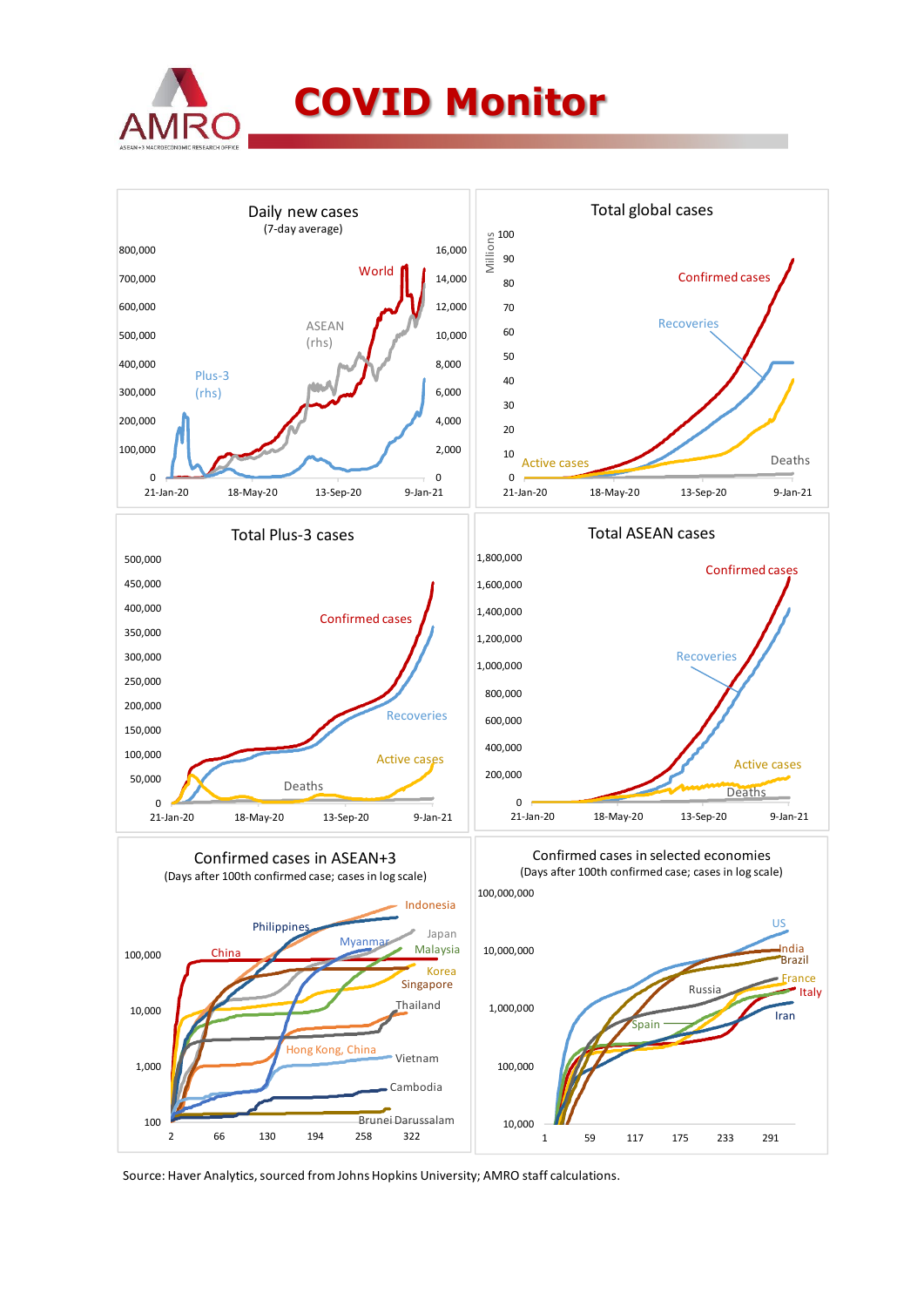# COVID Monitor

AMRO
ASEAN+3 MACROECONOMIC RESEARCH OFFICE

## Daily new cases
(7-day average)

800,000
700,000
600,000
500,000
400,000
300,000
200,000
100,000
0

16,000
14,000
12,000
10,000
8,000
6,000
4,000
2,000
0

World
ASEAN (rhs)
Plus-3 (rhs)

21-Jan-20 18-May-20 13-Sep-20 9-Jan-21

## Total global cases

Millions
100
90
80
70
60
50
40
30
20
10
0

Confirmed cases
Recoveries
Active cases
Deaths

21-Jan-20 18-May-20 13-Sep-20 9-Jan-21

## Total Plus-3 cases

500,000
450,000
400,000
350,000
300,000
250,000
200,000
150,000
100,000
50,000
0

Confirmed cases
Recoveries
Active cases
Deaths

21-Jan-20 18-May-20 13-Sep-20 9-Jan-21

## Total ASEAN cases

1,800,000
1,600,000
1,400,000
1,200,000
1,000,000
800,000
600,000
400,000
200,000
0

Confirmed cases
Recoveries
Active cases
Deaths

21-Jan-20 18-May-20 13-Sep-20 9-Jan-21

## Confirmed cases in ASEAN+3
(Days after 100th confirmed case; cases in log scale)

100,000
10,000
1,000
100

Indonesia
Philippines
Japan
Myanmar
Malaysia
China
Korea
Singapore
Thailand
Hong Kong, China
Vietnam
Cambodia
Brunei Darussalam

2 66 130 194 258 322

## Confirmed cases in selected economies
(Days after 100th confirmed case; cases in log scale)

100,000,000
10,000,000
1,000,000
100,000
10,000

US
India
Brazil
France
Italy
Russia
Iran
Spain

1 59 117 175 233 291

Source: Haver Analytics, sourced from Johns Hopkins University; AMRO staff calculations.